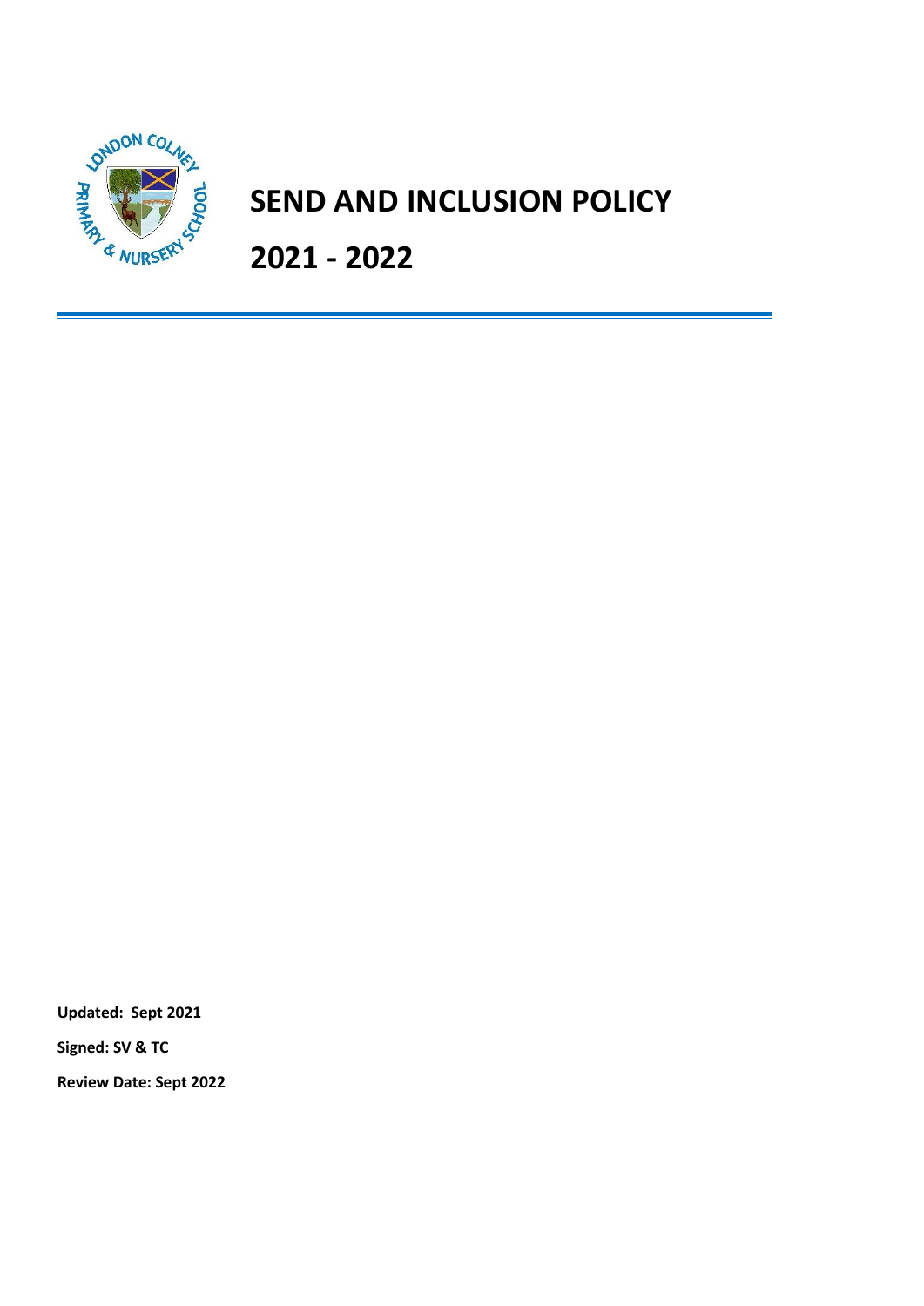# SEND AND INCLUSION POLICY

# 2021 - 2022

**Updated: Sept 2021**

**Signed: SV & TC**

**Review Date: Sept 2022**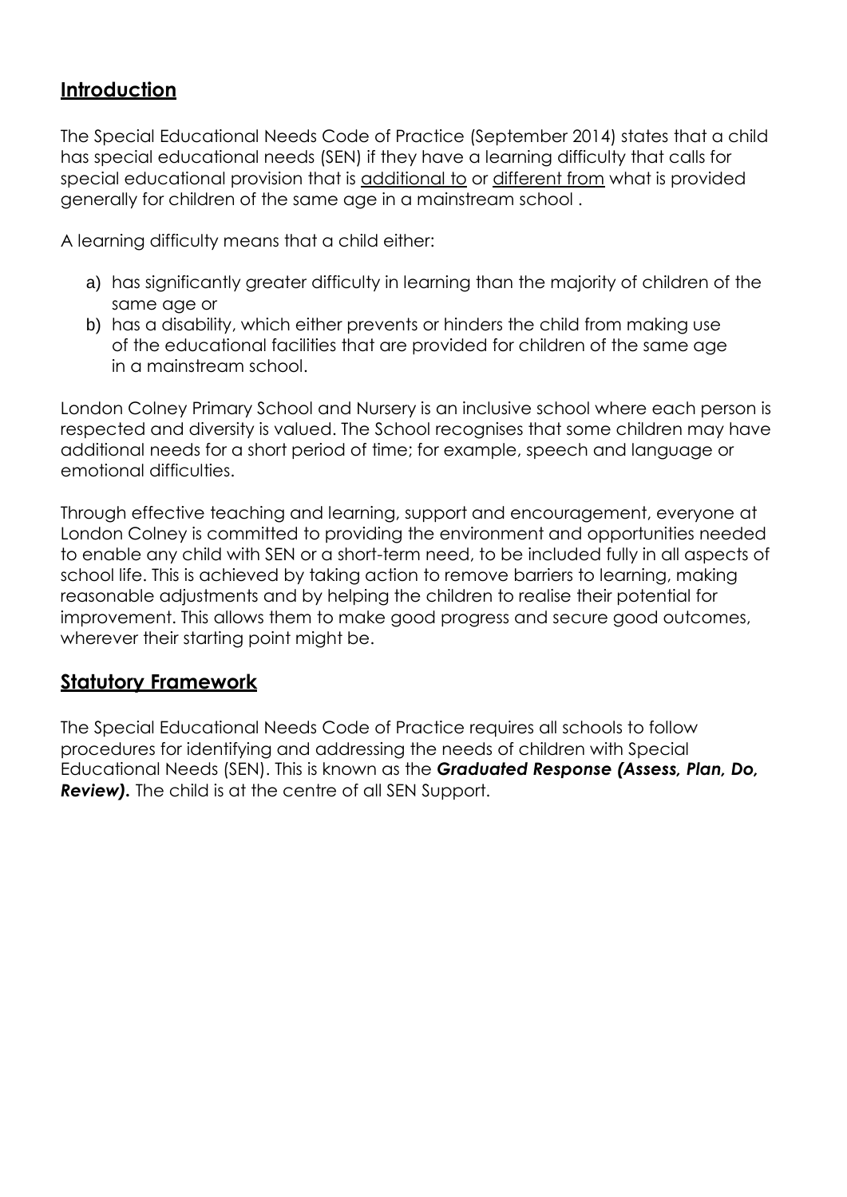## Introduction

The Special Educational Needs Code of Practice (September 2014) states that a child has special educational needs (SEN) if they have a learning difficulty that calls for special educational provision that is <u>additional to</u> or <u>different from</u> what is provided generally for children of the same age in a mainstream school .

A learning difficulty means that a child either:

a) has significantly greater difficulty in learning than the majority of children of the same age or
b) has a disability, which either prevents or hinders the child from making use of the educational facilities that are provided for children of the same age in a mainstream school.

London Colney Primary School and Nursery is an inclusive school where each person is respected and diversity is valued. The School recognises that some children may have additional needs for a short period of time; for example, speech and language or emotional difficulties.

Through effective teaching and learning, support and encouragement, everyone at London Colney is committed to providing the environment and opportunities needed to enable any child with SEN or a short-term need, to be included fully in all aspects of school life. This is achieved by taking action to remove barriers to learning, making reasonable adjustments and by helping the children to realise their potential for improvement. This allows them to make good progress and secure good outcomes, wherever their starting point might be.

## Statutory Framework

The Special Educational Needs Code of Practice requires all schools to follow procedures for identifying and addressing the needs of children with Special Educational Needs (SEN). This is known as the ***Graduated Response (Assess, Plan, Do, Review).*** The child is at the centre of all SEN Support.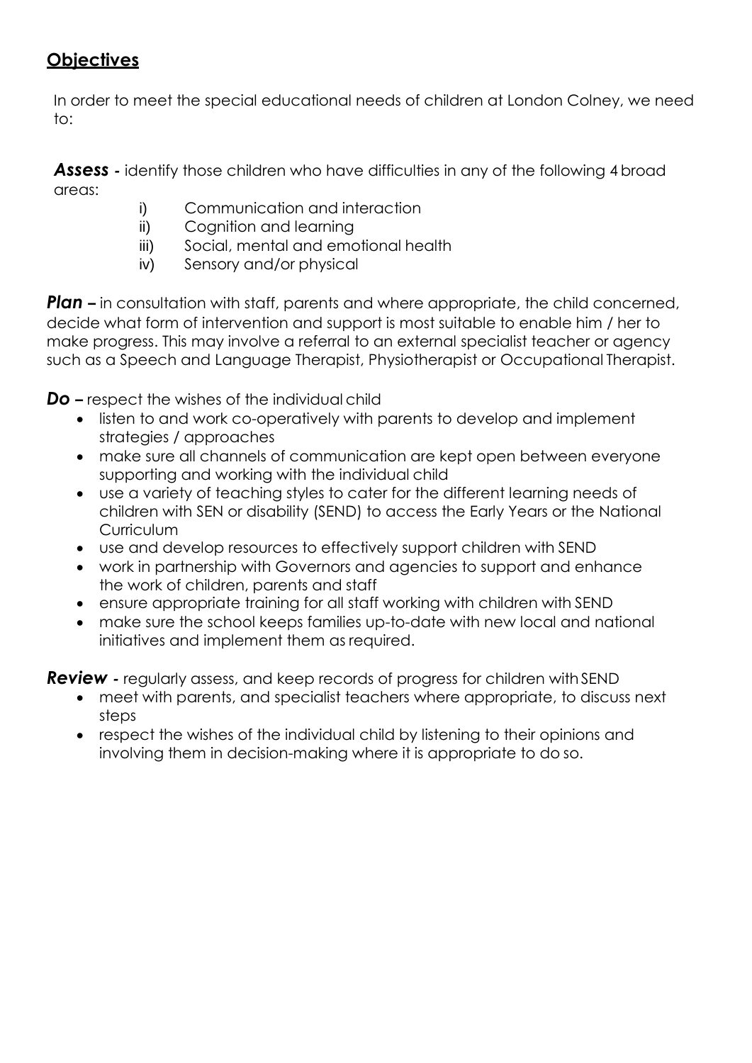## Objectives

In order to meet the special educational needs of children at London Colney, we need to:

***Assess*** - identify those children who have difficulties in any of the following 4 broad areas:

i) Communication and interaction
ii) Cognition and learning
iii) Social, mental and emotional health
iv) Sensory and/or physical

***Plan*** – in consultation with staff, parents and where appropriate, the child concerned, decide what form of intervention and support is most suitable to enable him / her to make progress. This may involve a referral to an external specialist teacher or agency such as a Speech and Language Therapist, Physiotherapist or Occupational Therapist.

***Do*** – respect the wishes of the individual child

- listen to and work co-operatively with parents to develop and implement strategies / approaches
- make sure all channels of communication are kept open between everyone supporting and working with the individual child
- use a variety of teaching styles to cater for the different learning needs of children with SEN or disability (SEND) to access the Early Years or the National Curriculum
- use and develop resources to effectively support children with SEND
- work in partnership with Governors and agencies to support and enhance the work of children, parents and staff
- ensure appropriate training for all staff working with children with SEND
- make sure the school keeps families up-to-date with new local and national initiatives and implement them as required.

***Review*** - regularly assess, and keep records of progress for children with SEND

- meet with parents, and specialist teachers where appropriate, to discuss next steps
- respect the wishes of the individual child by listening to their opinions and involving them in decision-making where it is appropriate to do so.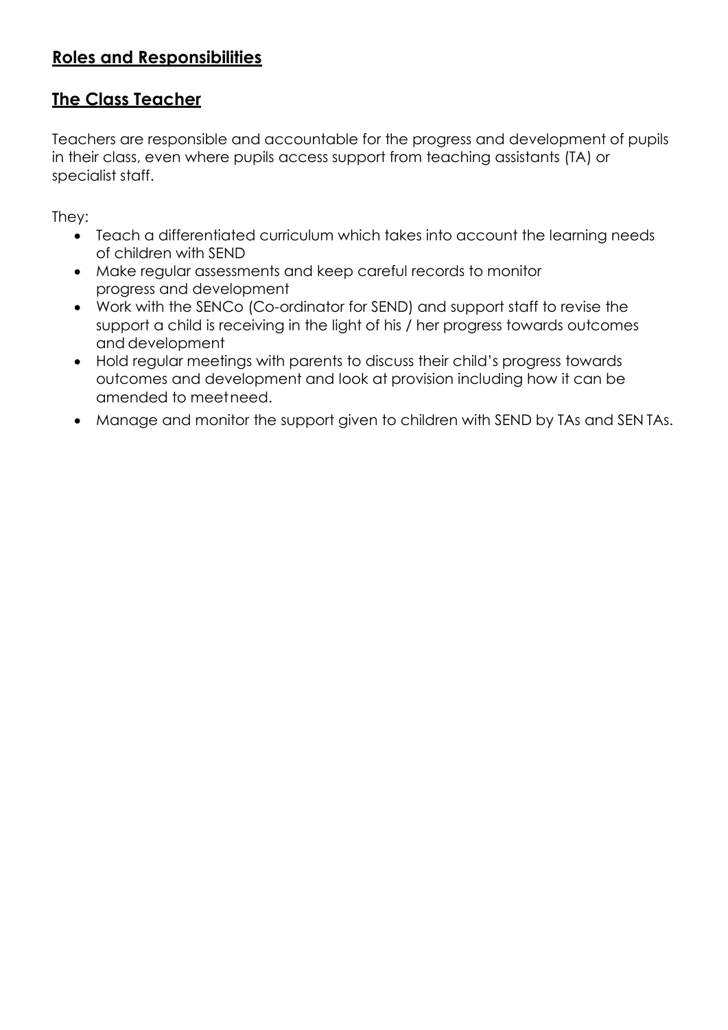## Roles and Responsibilities

## The Class Teacher

Teachers are responsible and accountable for the progress and development of pupils in their class, even where pupils access support from teaching assistants (TA) or specialist staff.

They:

- Teach a differentiated curriculum which takes into account the learning needs of children with SEND
- Make regular assessments and keep careful records to monitor progress and development
- Work with the SENCo (Co-ordinator for SEND) and support staff to revise the support a child is receiving in the light of his / her progress towards outcomes and development
- Hold regular meetings with parents to discuss their child's progress towards outcomes and development and look at provision including how it can be amended to meet need.
- Manage and monitor the support given to children with SEND by TAs and SEN TAs.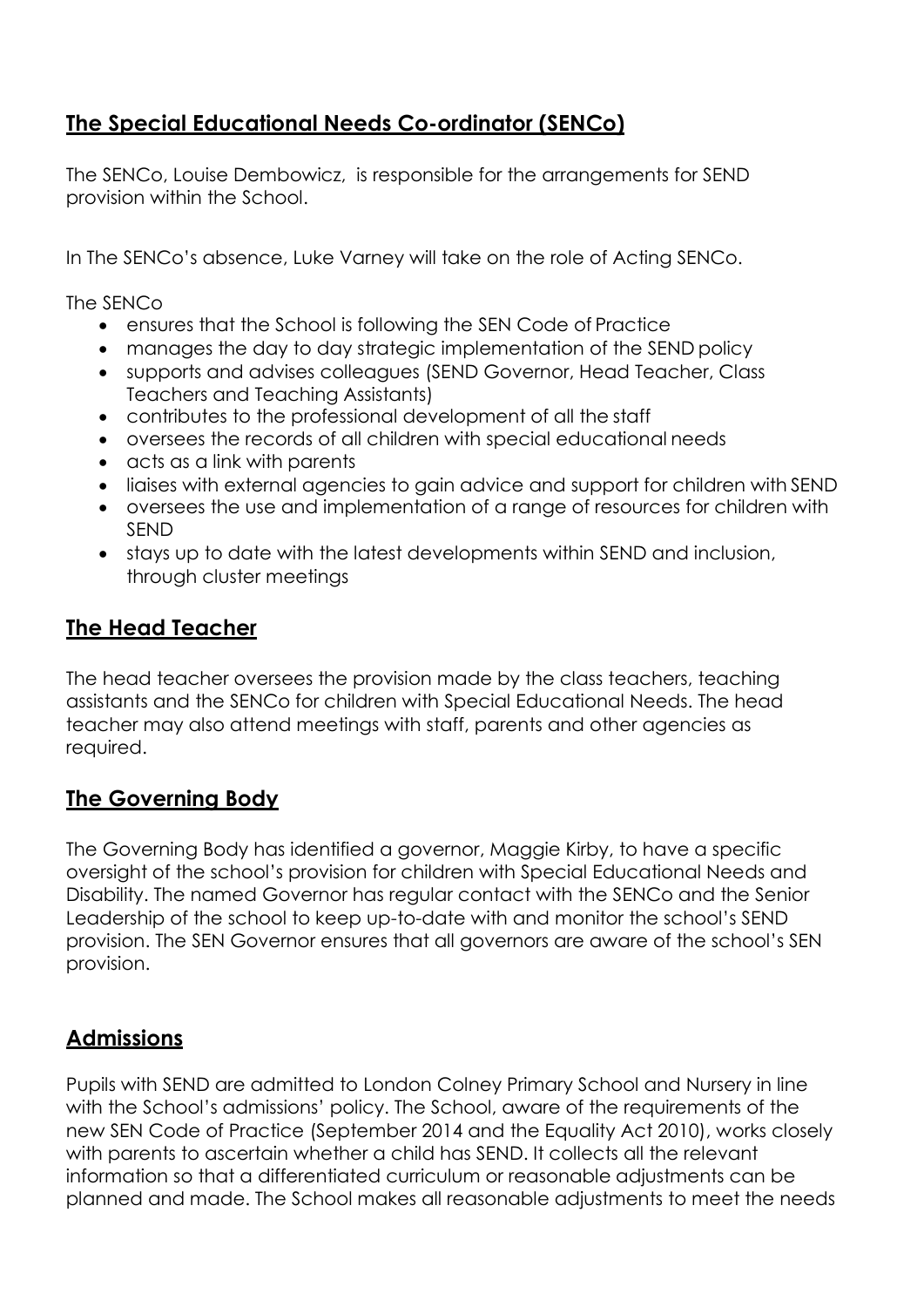## The Special Educational Needs Co-ordinator (SENCo)

The SENCo, Louise Dembowicz, is responsible for the arrangements for SEND provision within the School.

In The SENCo's absence, Luke Varney will take on the role of Acting SENCo.

The SENCo

- ensures that the School is following the SEN Code of Practice
- manages the day to day strategic implementation of the SEND policy
- supports and advises colleagues (SEND Governor, Head Teacher, Class Teachers and Teaching Assistants)
- contributes to the professional development of all the staff
- oversees the records of all children with special educational needs
- acts as a link with parents
- liaises with external agencies to gain advice and support for children with SEND
- oversees the use and implementation of a range of resources for children with SEND
- stays up to date with the latest developments within SEND and inclusion, through cluster meetings

## The Head Teacher

The head teacher oversees the provision made by the class teachers, teaching assistants and the SENCo for children with Special Educational Needs. The head teacher may also attend meetings with staff, parents and other agencies as required.

## The Governing Body

The Governing Body has identified a governor, Maggie Kirby, to have a specific oversight of the school's provision for children with Special Educational Needs and Disability. The named Governor has regular contact with the SENCo and the Senior Leadership of the school to keep up-to-date with and monitor the school's SEND provision. The SEN Governor ensures that all governors are aware of the school's SEN provision.

## Admissions

Pupils with SEND are admitted to London Colney Primary School and Nursery in line with the School's admissions' policy. The School, aware of the requirements of the new SEN Code of Practice (September 2014 and the Equality Act 2010), works closely with parents to ascertain whether a child has SEND. It collects all the relevant information so that a differentiated curriculum or reasonable adjustments can be planned and made. The School makes all reasonable adjustments to meet the needs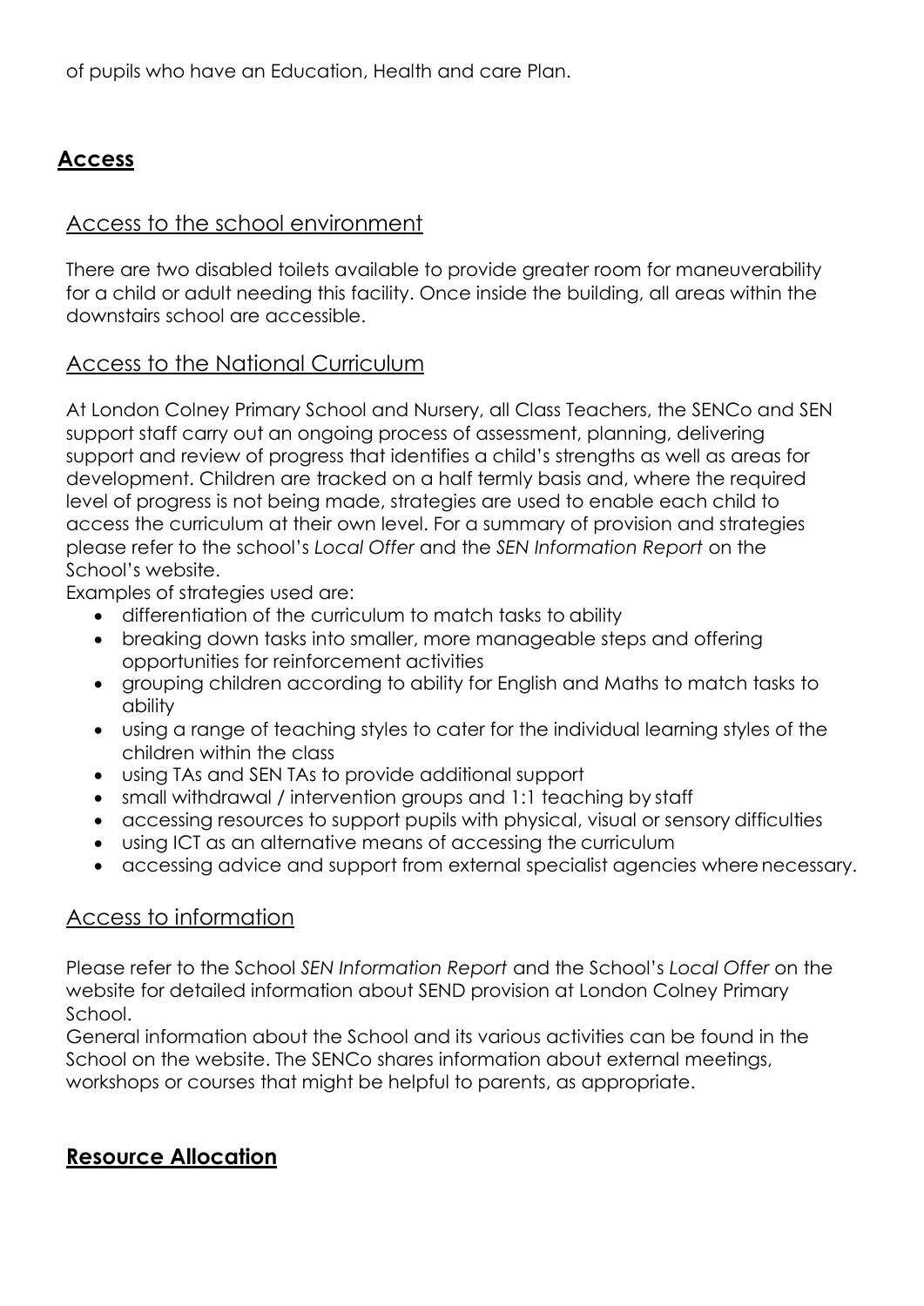of pupils who have an Education, Health and care Plan.

## **Access**

### Access to the school environment

There are two disabled toilets available to provide greater room for maneuverability for a child or adult needing this facility. Once inside the building, all areas within the downstairs school are accessible.

### Access to the National Curriculum

At London Colney Primary School and Nursery, all Class Teachers, the SENCo and SEN support staff carry out an ongoing process of assessment, planning, delivering support and review of progress that identifies a child's strengths as well as areas for development. Children are tracked on a half termly basis and, where the required level of progress is not being made, strategies are used to enable each child to access the curriculum at their own level. For a summary of provision and strategies please refer to the school's *Local Offer* and the *SEN Information Report* on the School's website.

Examples of strategies used are:

- differentiation of the curriculum to match tasks to ability
- breaking down tasks into smaller, more manageable steps and offering opportunities for reinforcement activities
- grouping children according to ability for English and Maths to match tasks to ability
- using a range of teaching styles to cater for the individual learning styles of the children within the class
- using TAs and SEN TAs to provide additional support
- small withdrawal / intervention groups and 1:1 teaching by staff
- accessing resources to support pupils with physical, visual or sensory difficulties
- using ICT as an alternative means of accessing the curriculum
- accessing advice and support from external specialist agencies where necessary.

### Access to information

Please refer to the School *SEN Information Report* and the School's *Local Offer* on the website for detailed information about SEND provision at London Colney Primary School.

General information about the School and its various activities can be found in the School on the website. The SENCo shares information about external meetings, workshops or courses that might be helpful to parents, as appropriate.

## **Resource Allocation**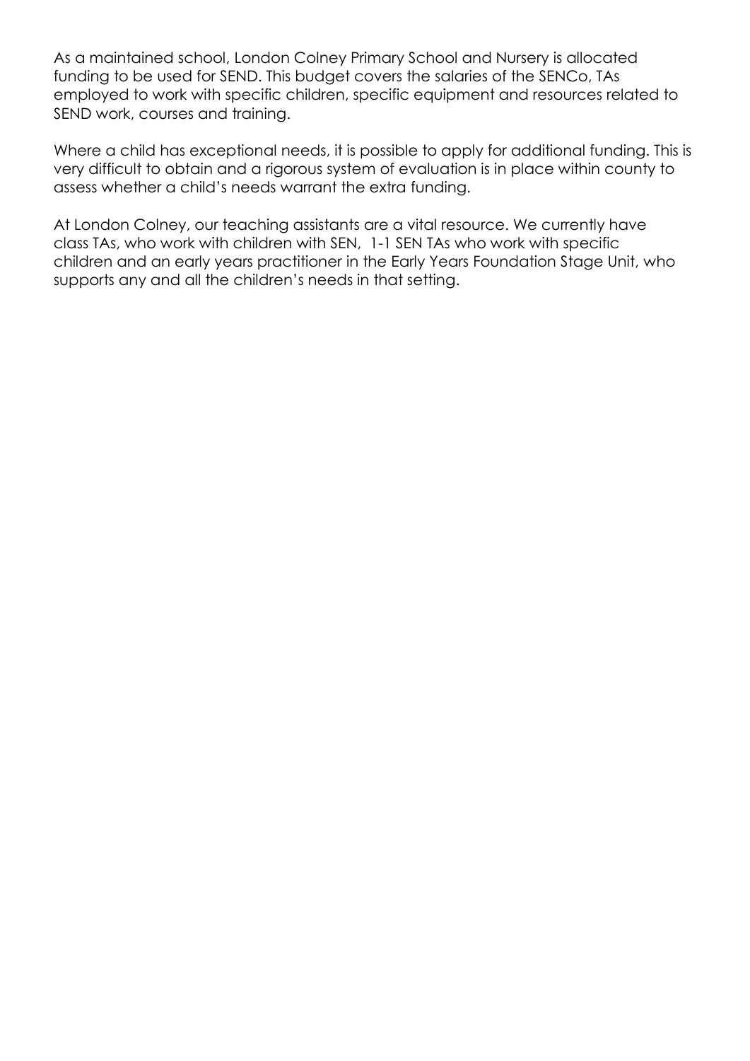As a maintained school, London Colney Primary School and Nursery is allocated funding to be used for SEND. This budget covers the salaries of the SENCo, TAs employed to work with specific children, specific equipment and resources related to SEND work, courses and training.

Where a child has exceptional needs, it is possible to apply for additional funding. This is very difficult to obtain and a rigorous system of evaluation is in place within county to assess whether a child's needs warrant the extra funding.

At London Colney, our teaching assistants are a vital resource. We currently have class TAs, who work with children with SEN, 1-1 SEN TAs who work with specific children and an early years practitioner in the Early Years Foundation Stage Unit, who supports any and all the children's needs in that setting.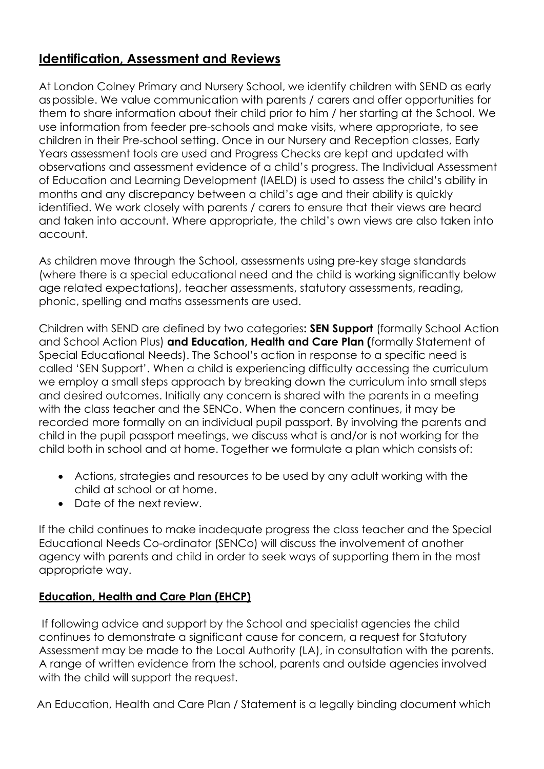## Identification, Assessment and Reviews

At London Colney Primary and Nursery School, we identify children with SEND as early as possible. We value communication with parents / carers and offer opportunities for them to share information about their child prior to him / her starting at the School. We use information from feeder pre-schools and make visits, where appropriate, to see children in their Pre-school setting. Once in our Nursery and Reception classes, Early Years assessment tools are used and Progress Checks are kept and updated with observations and assessment evidence of a child's progress. The Individual Assessment of Education and Learning Development (IAELD) is used to assess the child's ability in months and any discrepancy between a child's age and their ability is quickly identified. We work closely with parents / carers to ensure that their views are heard and taken into account. Where appropriate, the child's own views are also taken into account.

As children move through the School, assessments using pre-key stage standards (where there is a special educational need and the child is working significantly below age related expectations), teacher assessments, statutory assessments, reading, phonic, spelling and maths assessments are used.

Children with SEND are defined by two categories**: SEN Support** (formally School Action and School Action Plus) **and Education, Health and Care Plan (**formally Statement of Special Educational Needs). The School's action in response to a specific need is called 'SEN Support'. When a child is experiencing difficulty accessing the curriculum we employ a small steps approach by breaking down the curriculum into small steps and desired outcomes. Initially any concern is shared with the parents in a meeting with the class teacher and the SENCo. When the concern continues, it may be recorded more formally on an individual pupil passport. By involving the parents and child in the pupil passport meetings, we discuss what is and/or is not working for the child both in school and at home. Together we formulate a plan which consists of:

- Actions, strategies and resources to be used by any adult working with the child at school or at home.
- Date of the next review.

If the child continues to make inadequate progress the class teacher and the Special Educational Needs Co-ordinator (SENCo) will discuss the involvement of another agency with parents and child in order to seek ways of supporting them in the most appropriate way.

### Education, Health and Care Plan (EHCP)

If following advice and support by the School and specialist agencies the child continues to demonstrate a significant cause for concern, a request for Statutory Assessment may be made to the Local Authority (LA), in consultation with the parents. A range of written evidence from the school, parents and outside agencies involved with the child will support the request.

An Education, Health and Care Plan / Statement is a legally binding document which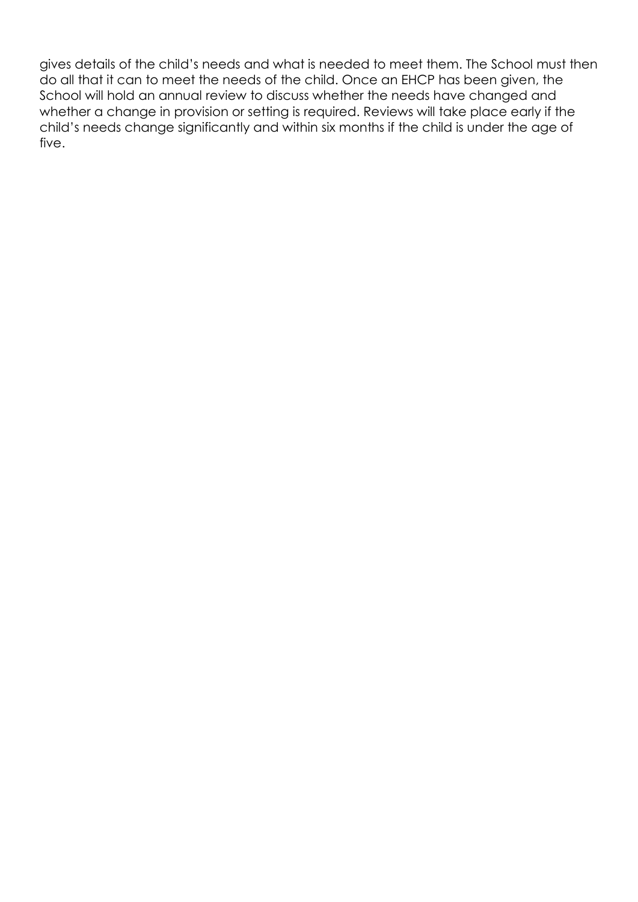gives details of the child's needs and what is needed to meet them. The School must then do all that it can to meet the needs of the child. Once an EHCP has been given, the School will hold an annual review to discuss whether the needs have changed and whether a change in provision or setting is required. Reviews will take place early if the child's needs change significantly and within six months if the child is under the age of five.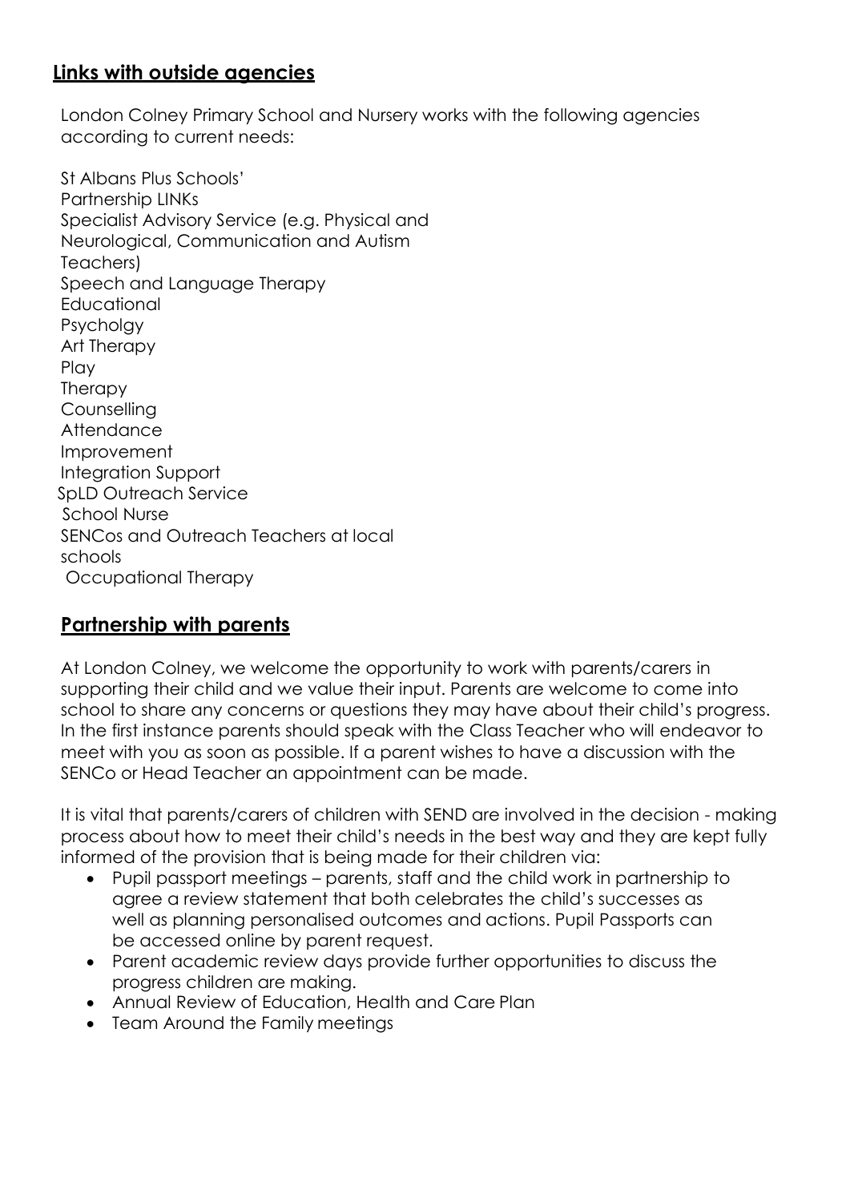## Links with outside agencies

London Colney Primary School and Nursery works with the following agencies according to current needs:

St Albans Plus Schools' Partnership LINKs
Specialist Advisory Service (e.g. Physical and Neurological, Communication and Autism Teachers)
Speech and Language Therapy
Educational Psycholgy
Art Therapy
Play Therapy
Counselling
Attendance Improvement
Integration Support
SpLD Outreach Service
School Nurse
SENCos and Outreach Teachers at local schools
Occupational Therapy

## Partnership with parents

At London Colney, we welcome the opportunity to work with parents/carers in supporting their child and we value their input. Parents are welcome to come into school to share any concerns or questions they may have about their child's progress. In the first instance parents should speak with the Class Teacher who will endeavor to meet with you as soon as possible. If a parent wishes to have a discussion with the SENCo or Head Teacher an appointment can be made.

It is vital that parents/carers of children with SEND are involved in the decision - making process about how to meet their child's needs in the best way and they are kept fully informed of the provision that is being made for their children via:

- Pupil passport meetings – parents, staff and the child work in partnership to agree a review statement that both celebrates the child's successes as well as planning personalised outcomes and actions. Pupil Passports can be accessed online by parent request.
- Parent academic review days provide further opportunities to discuss the progress children are making.
- Annual Review of Education, Health and Care Plan
- Team Around the Family meetings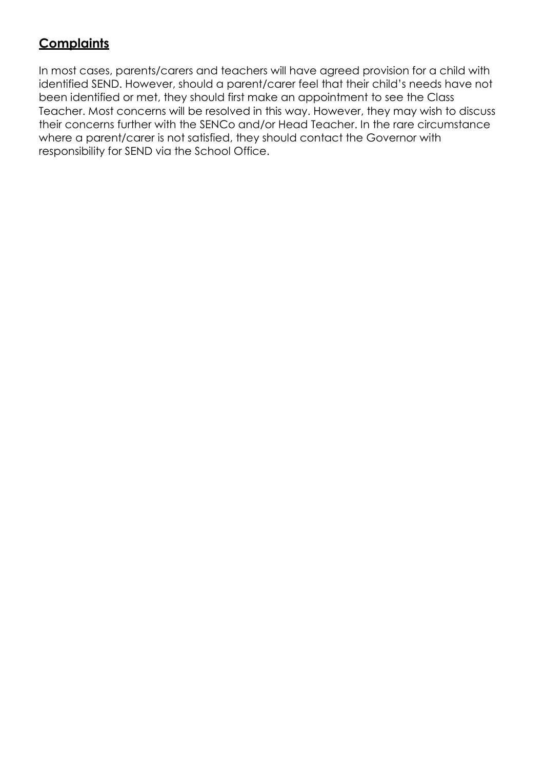## Complaints

In most cases, parents/carers and teachers will have agreed provision for a child with identified SEND. However, should a parent/carer feel that their child's needs have not been identified or met, they should first make an appointment to see the Class Teacher. Most concerns will be resolved in this way. However, they may wish to discuss their concerns further with the SENCo and/or Head Teacher. In the rare circumstance where a parent/carer is not satisfied, they should contact the Governor with responsibility for SEND via the School Office.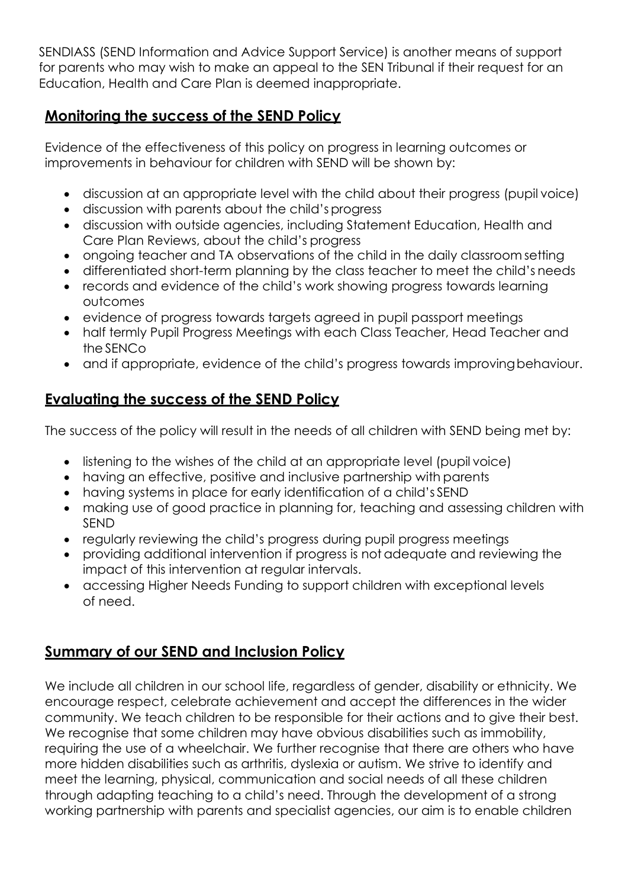SENDIASS (SEND Information and Advice Support Service) is another means of support for parents who may wish to make an appeal to the SEN Tribunal if their request for an Education, Health and Care Plan is deemed inappropriate.

## Monitoring the success of the SEND Policy

Evidence of the effectiveness of this policy on progress in learning outcomes or improvements in behaviour for children with SEND will be shown by:

- discussion at an appropriate level with the child about their progress (pupil voice)
- discussion with parents about the child's progress
- discussion with outside agencies, including Statement Education, Health and Care Plan Reviews, about the child's progress
- ongoing teacher and TA observations of the child in the daily classroom setting
- differentiated short-term planning by the class teacher to meet the child's needs
- records and evidence of the child's work showing progress towards learning outcomes
- evidence of progress towards targets agreed in pupil passport meetings
- half termly Pupil Progress Meetings with each Class Teacher, Head Teacher and the SENCo
- and if appropriate, evidence of the child's progress towards improving behaviour.

## Evaluating the success of the SEND Policy

The success of the policy will result in the needs of all children with SEND being met by:

- listening to the wishes of the child at an appropriate level (pupil voice)
- having an effective, positive and inclusive partnership with parents
- having systems in place for early identification of a child's SEND
- making use of good practice in planning for, teaching and assessing children with SEND
- regularly reviewing the child's progress during pupil progress meetings
- providing additional intervention if progress is not adequate and reviewing the impact of this intervention at regular intervals.
- accessing Higher Needs Funding to support children with exceptional levels of need.

## Summary of our SEND and Inclusion Policy

We include all children in our school life, regardless of gender, disability or ethnicity. We encourage respect, celebrate achievement and accept the differences in the wider community. We teach children to be responsible for their actions and to give their best. We recognise that some children may have obvious disabilities such as immobility, requiring the use of a wheelchair. We further recognise that there are others who have more hidden disabilities such as arthritis, dyslexia or autism. We strive to identify and meet the learning, physical, communication and social needs of all these children through adapting teaching to a child's need. Through the development of a strong working partnership with parents and specialist agencies, our aim is to enable children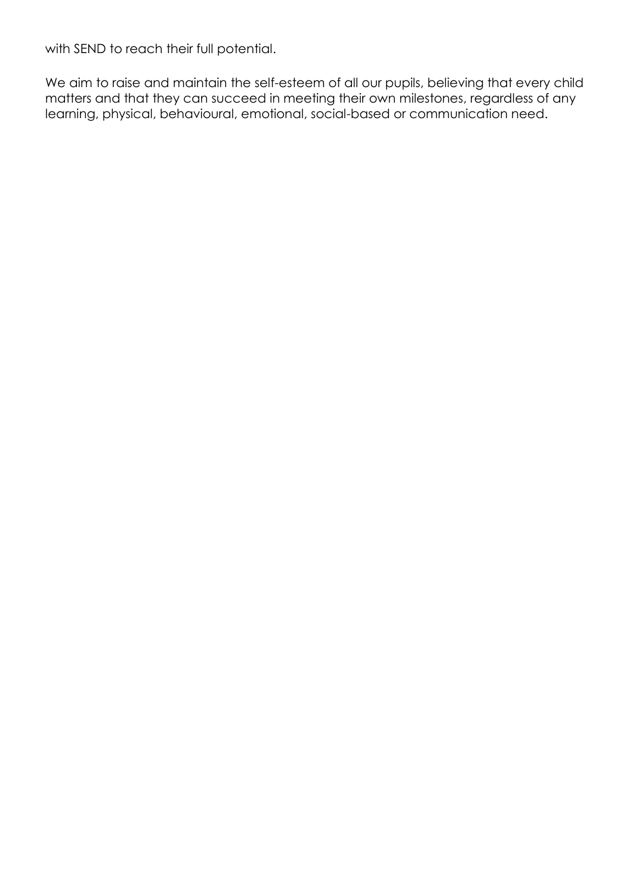with SEND to reach their full potential.

We aim to raise and maintain the self-esteem of all our pupils, believing that every child matters and that they can succeed in meeting their own milestones, regardless of any learning, physical, behavioural, emotional, social-based or communication need.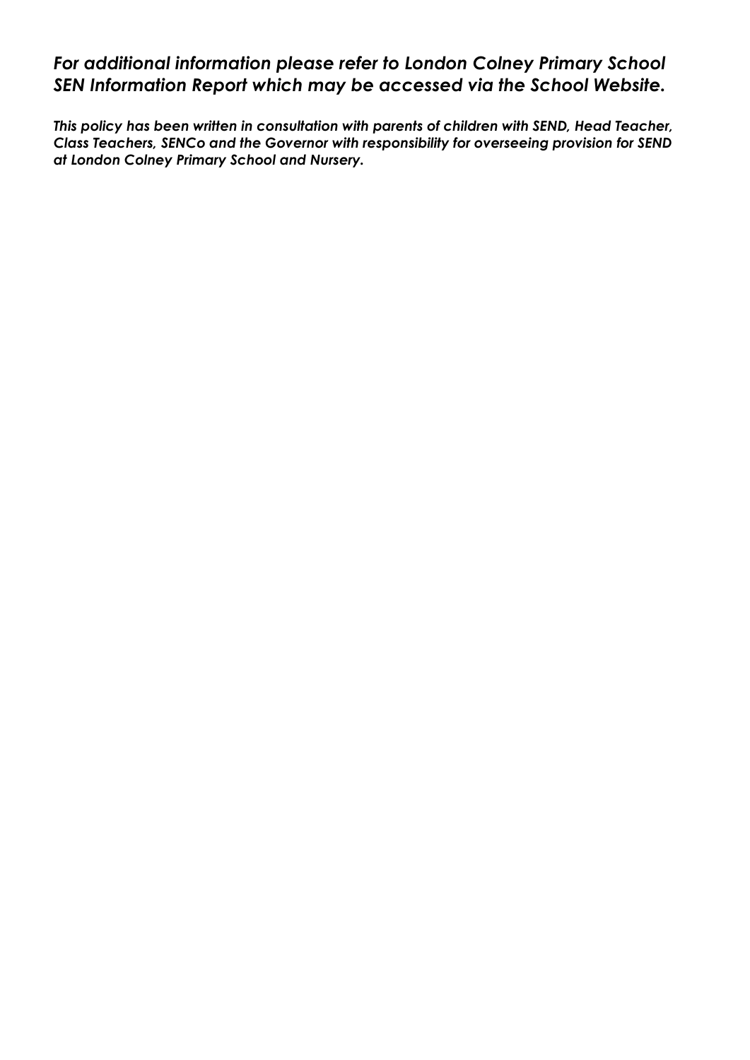***For additional information please refer to London Colney Primary School SEN Information Report which may be accessed via the School Website.***

***This policy has been written in consultation with parents of children with SEND, Head Teacher, Class Teachers, SENCo and the Governor with responsibility for overseeing provision for SEND at London Colney Primary School and Nursery.***